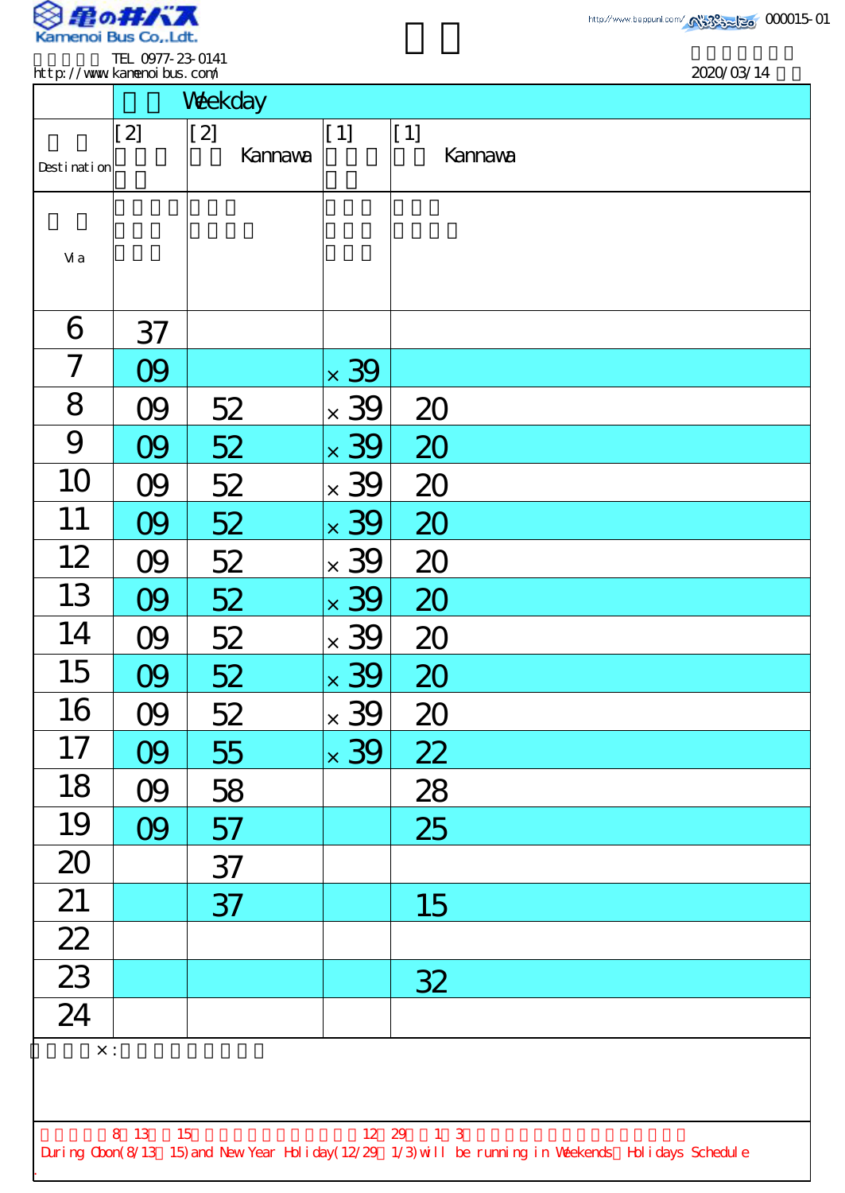Kamenoi Bus Co.,Ldt.

TEL 0977-23-0141
http://www.kamenoibus.com/

000015-01

2020/03/14

| | Weekday | | | |
|---|---|---|---|---|
| Destination | [2] | [2] Kannawa | [1] | [1] Kannawa |
| Via | | | | |
| 6 | 37 | | | |
| 7 | 09 | | ×39 | |
| 8 | 09 | 52 | ×39 | 20 |
| 9 | 09 | 52 | ×39 | 20 |
| 10 | 09 | 52 | ×39 | 20 |
| 11 | 09 | 52 | ×39 | 20 |
| 12 | 09 | 52 | ×39 | 20 |
| 13 | 09 | 52 | ×39 | 20 |
| 14 | 09 | 52 | ×39 | 20 |
| 15 | 09 | 52 | ×39 | 20 |
| 16 | 09 | 52 | ×39 | 20 |
| 17 | 09 | 55 | ×39 | 22 |
| 18 | 09 | 58 | | 28 |
| 19 | 09 | 57 | | 25 |
| 20 | | 37 | | |
| 21 | | 37 | | 15 |
| 22 | | | | |
| 23 | | | | 32 |
| 24 | | | | |

×:

8 13 15 12 29 1 3

During Obon(8/13～15) and New Year Holiday(12/29～1/3) will be running in Weekends・Holidays Schedule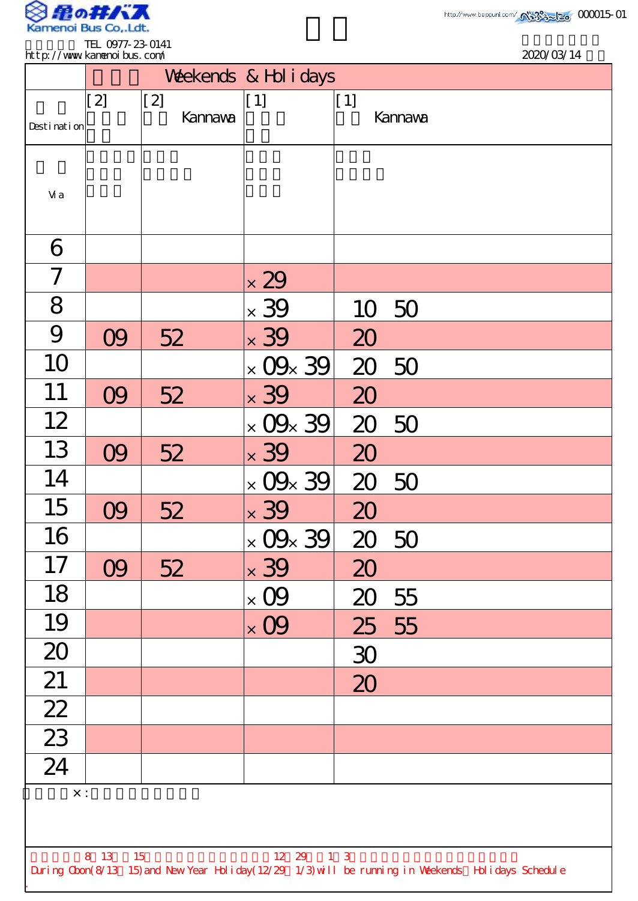Kamenoi Bus Co.,Ldt.

TEL 0977-23-0141
http://www.kamenoibus.com/

http://www.beppunl.com/ 000015-01

2020/03/14

| | Weekends & Holidays | | | |
|---|---|---|---|---|
| Destination | [2] | [2] Kannawa | [1] | [1] Kannawa |
| Via | | | | |
| 6 | | | | |
| 7 | | | ×29 | |
| 8 | | | ×39 | 10 50 |
| 9 | 09 | 52 | ×39 | 20 |
| 10 | | | ×09 ×39 | 20 50 |
| 11 | 09 | 52 | ×39 | 20 |
| 12 | | | ×09 ×39 | 20 50 |
| 13 | 09 | 52 | ×39 | 20 |
| 14 | | | ×09 ×39 | 20 50 |
| 15 | 09 | 52 | ×39 | 20 |
| 16 | | | ×09 ×39 | 20 50 |
| 17 | 09 | 52 | ×39 | 20 |
| 18 | | | ×09 | 20 55 |
| 19 | | | ×09 | 25 55 |
| 20 | | | | 30 |
| 21 | | | | 20 |
| 22 | | | | |
| 23 | | | | |
| 24 | | | | |

×:

8 13 15 12 29 1 3

During Obon(8/13 15) and New Year Holiday(12/29 1/3) will be running in Weekends Holidays Schedule